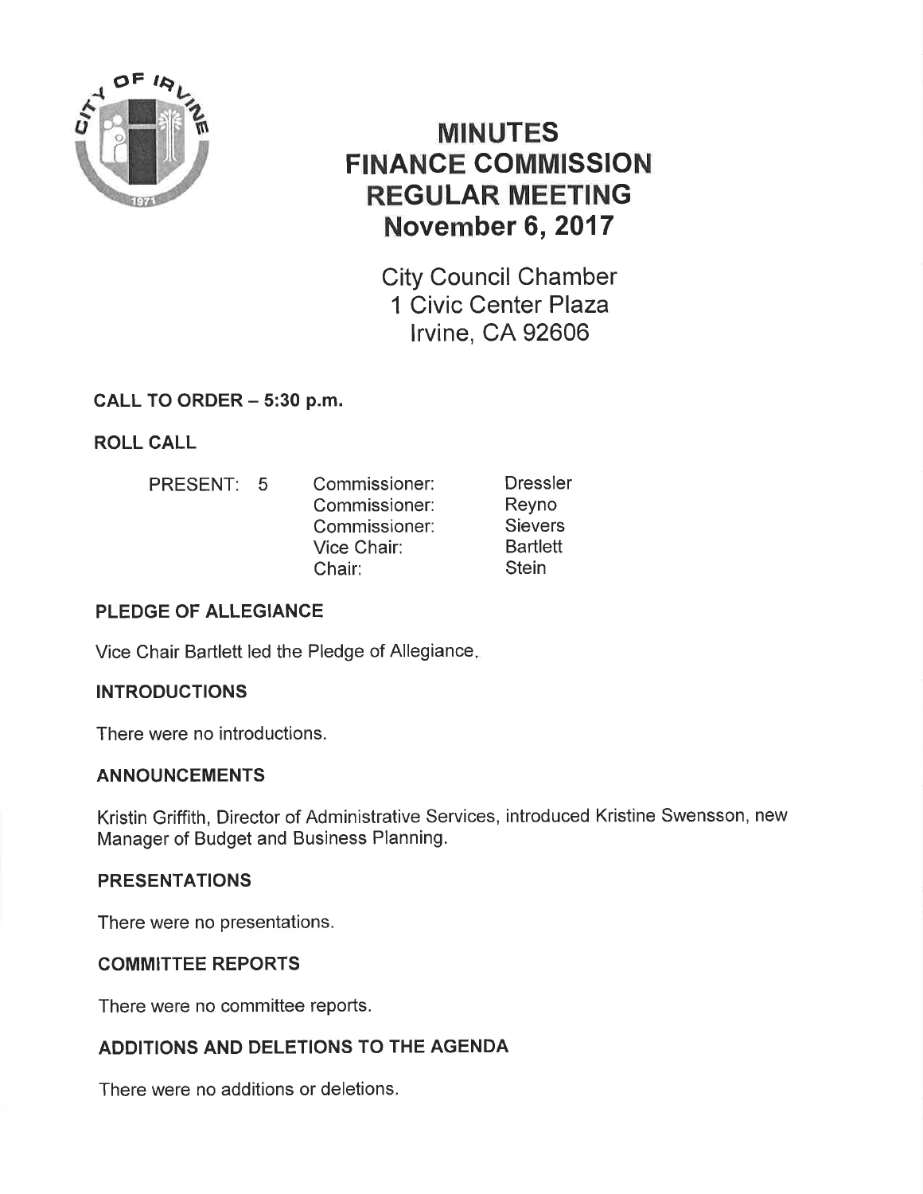# MINUTES
# FINANCE COMMISSION
# REGULAR MEETING
# November 6, 2017

City Council Chamber
1 Civic Center Plaza
Irvine, CA 92606

## CALL TO ORDER – 5:30 p.m.

## ROLL CALL

| PRESENT: 5 | Commissioner: | Dressler |
|---|---|---|
| | Commissioner: | Reyno |
| | Commissioner: | Sievers |
| | Vice Chair: | Bartlett |
| | Chair: | Stein |

## PLEDGE OF ALLEGIANCE

Vice Chair Bartlett led the Pledge of Allegiance.

## INTRODUCTIONS

There were no introductions.

## ANNOUNCEMENTS

Kristin Griffith, Director of Administrative Services, introduced Kristine Swensson, new Manager of Budget and Business Planning.

## PRESENTATIONS

There were no presentations.

## COMMITTEE REPORTS

There were no committee reports.

## ADDITIONS AND DELETIONS TO THE AGENDA

There were no additions or deletions.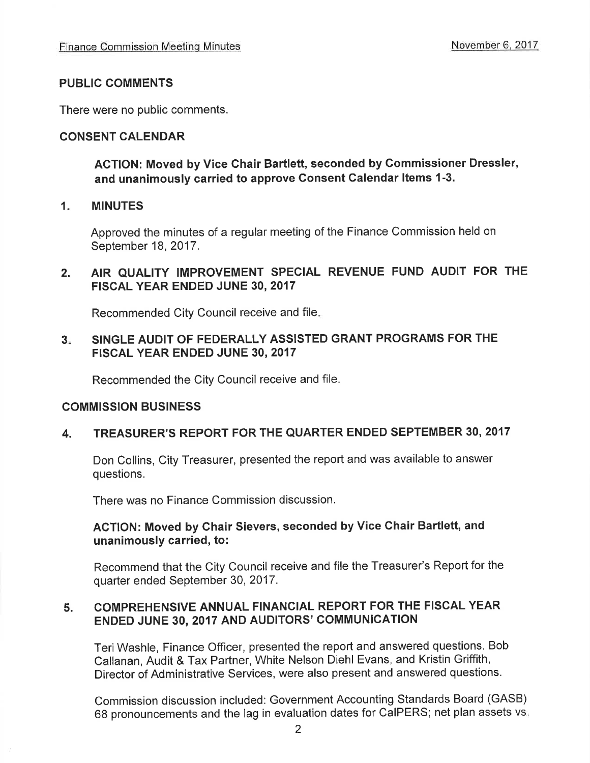## PUBLIC COMMENTS

There were no public comments.

## CONSENT CALENDAR

**ACTION: Moved by Vice Chair Bartlett, seconded by Commissioner Dressler, and unanimously carried to approve Consent Calendar Items 1-3.**

### 1. MINUTES

Approved the minutes of a regular meeting of the Finance Commission held on September 18, 2017.

### 2. AIR QUALITY IMPROVEMENT SPECIAL REVENUE FUND AUDIT FOR THE FISCAL YEAR ENDED JUNE 30, 2017

Recommended City Council receive and file.

### 3. SINGLE AUDIT OF FEDERALLY ASSISTED GRANT PROGRAMS FOR THE FISCAL YEAR ENDED JUNE 30, 2017

Recommended the City Council receive and file.

## COMMISSION BUSINESS

### 4. TREASURER'S REPORT FOR THE QUARTER ENDED SEPTEMBER 30, 2017

Don Collins, City Treasurer, presented the report and was available to answer questions.

There was no Finance Commission discussion.

**ACTION: Moved by Chair Sievers, seconded by Vice Chair Bartlett, and unanimously carried, to:**

Recommend that the City Council receive and file the Treasurer's Report for the quarter ended September 30, 2017.

### 5. COMPREHENSIVE ANNUAL FINANCIAL REPORT FOR THE FISCAL YEAR ENDED JUNE 30, 2017 AND AUDITORS' COMMUNICATION

Teri Washle, Finance Officer, presented the report and answered questions. Bob Callanan, Audit & Tax Partner, White Nelson Diehl Evans, and Kristin Griffith, Director of Administrative Services, were also present and answered questions.

Commission discussion included: Government Accounting Standards Board (GASB) 68 pronouncements and the lag in evaluation dates for CalPERS; net plan assets vs.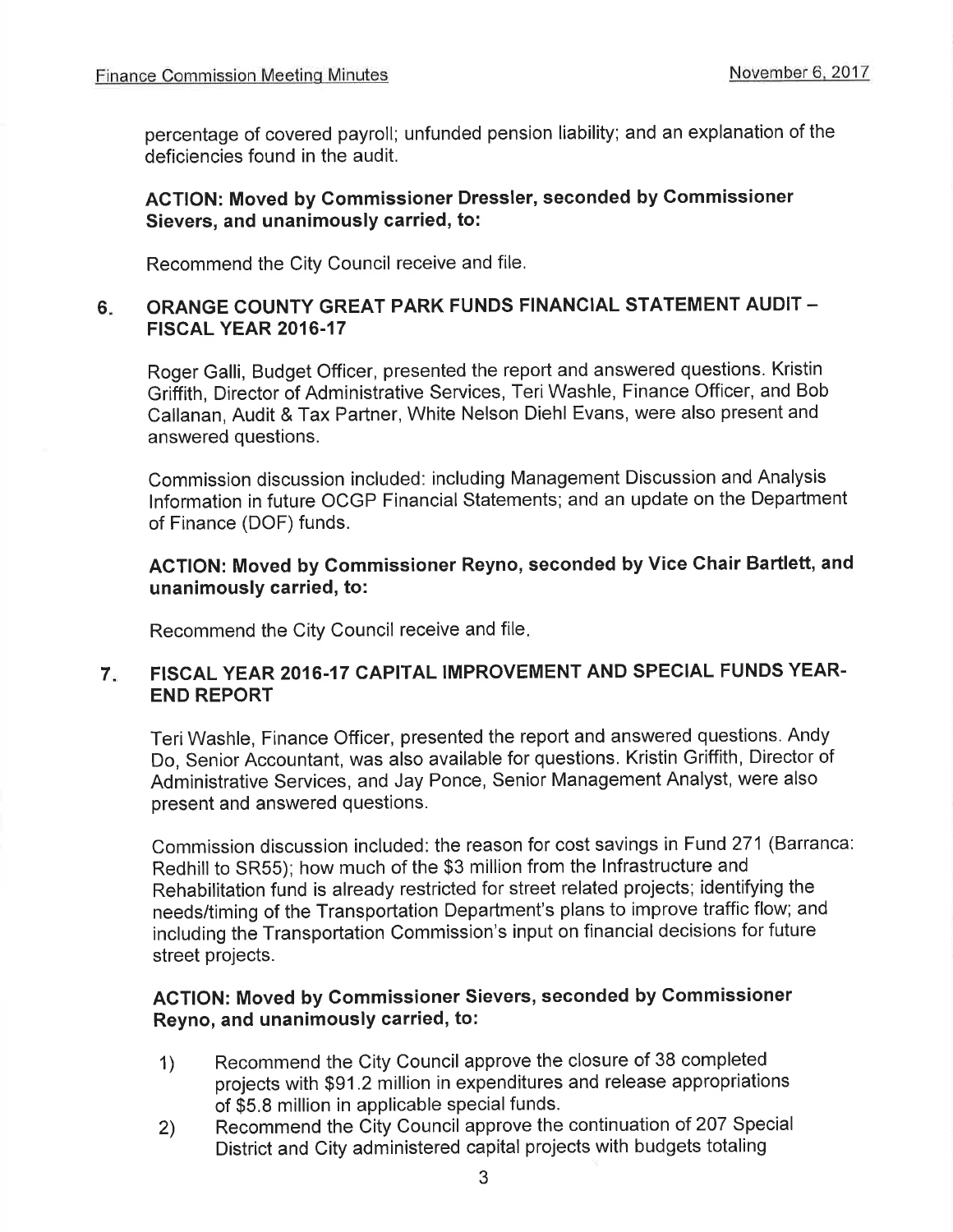percentage of covered payroll; unfunded pension liability; and an explanation of the deficiencies found in the audit.

**ACTION: Moved by Commissioner Dressler, seconded by Commissioner Sievers, and unanimously carried, to:**

Recommend the City Council receive and file.

## 6. ORANGE COUNTY GREAT PARK FUNDS FINANCIAL STATEMENT AUDIT – FISCAL YEAR 2016-17

Roger Galli, Budget Officer, presented the report and answered questions. Kristin Griffith, Director of Administrative Services, Teri Washle, Finance Officer, and Bob Callanan, Audit & Tax Partner, White Nelson Diehl Evans, were also present and answered questions.

Commission discussion included: including Management Discussion and Analysis Information in future OCGP Financial Statements; and an update on the Department of Finance (DOF) funds.

**ACTION: Moved by Commissioner Reyno, seconded by Vice Chair Bartlett, and unanimously carried, to:**

Recommend the City Council receive and file.

## 7. FISCAL YEAR 2016-17 CAPITAL IMPROVEMENT AND SPECIAL FUNDS YEAR-END REPORT

Teri Washle, Finance Officer, presented the report and answered questions. Andy Do, Senior Accountant, was also available for questions. Kristin Griffith, Director of Administrative Services, and Jay Ponce, Senior Management Analyst, were also present and answered questions.

Commission discussion included: the reason for cost savings in Fund 271 (Barranca: Redhill to SR55); how much of the $3 million from the Infrastructure and Rehabilitation fund is already restricted for street related projects; identifying the needs/timing of the Transportation Department's plans to improve traffic flow; and including the Transportation Commission's input on financial decisions for future street projects.

**ACTION: Moved by Commissioner Sievers, seconded by Commissioner Reyno, and unanimously carried, to:**

1) Recommend the City Council approve the closure of 38 completed projects with $91.2 million in expenditures and release appropriations of $5.8 million in applicable special funds.
2) Recommend the City Council approve the continuation of 207 Special District and City administered capital projects with budgets totaling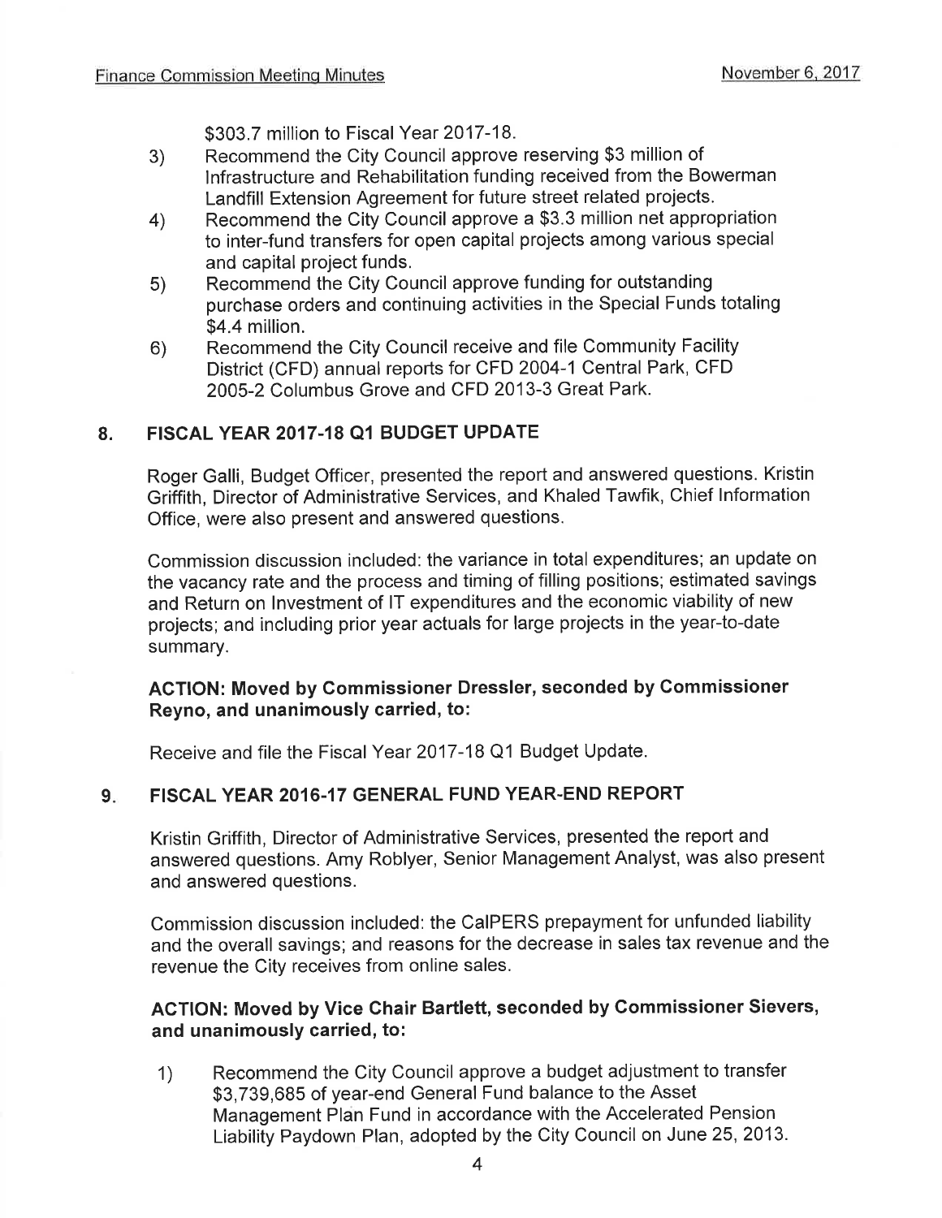$303.7 million to Fiscal Year 2017-18.

3) Recommend the City Council approve reserving $3 million of Infrastructure and Rehabilitation funding received from the Bowerman Landfill Extension Agreement for future street related projects.
4) Recommend the City Council approve a $3.3 million net appropriation to inter-fund transfers for open capital projects among various special and capital project funds.
5) Recommend the City Council approve funding for outstanding purchase orders and continuing activities in the Special Funds totaling $4.4 million.
6) Recommend the City Council receive and file Community Facility District (CFD) annual reports for CFD 2004-1 Central Park, CFD 2005-2 Columbus Grove and CFD 2013-3 Great Park.

## 8. FISCAL YEAR 2017-18 Q1 BUDGET UPDATE

Roger Galli, Budget Officer, presented the report and answered questions. Kristin Griffith, Director of Administrative Services, and Khaled Tawfik, Chief Information Office, were also present and answered questions.

Commission discussion included: the variance in total expenditures; an update on the vacancy rate and the process and timing of filling positions; estimated savings and Return on Investment of IT expenditures and the economic viability of new projects; and including prior year actuals for large projects in the year-to-date summary.

**ACTION: Moved by Commissioner Dressler, seconded by Commissioner Reyno, and unanimously carried, to:**

Receive and file the Fiscal Year 2017-18 Q1 Budget Update.

## 9. FISCAL YEAR 2016-17 GENERAL FUND YEAR-END REPORT

Kristin Griffith, Director of Administrative Services, presented the report and answered questions. Amy Roblyer, Senior Management Analyst, was also present and answered questions.

Commission discussion included: the CalPERS prepayment for unfunded liability and the overall savings; and reasons for the decrease in sales tax revenue and the revenue the City receives from online sales.

**ACTION: Moved by Vice Chair Bartlett, seconded by Commissioner Sievers, and unanimously carried, to:**

1) Recommend the City Council approve a budget adjustment to transfer $3,739,685 of year-end General Fund balance to the Asset Management Plan Fund in accordance with the Accelerated Pension Liability Paydown Plan, adopted by the City Council on June 25, 2013.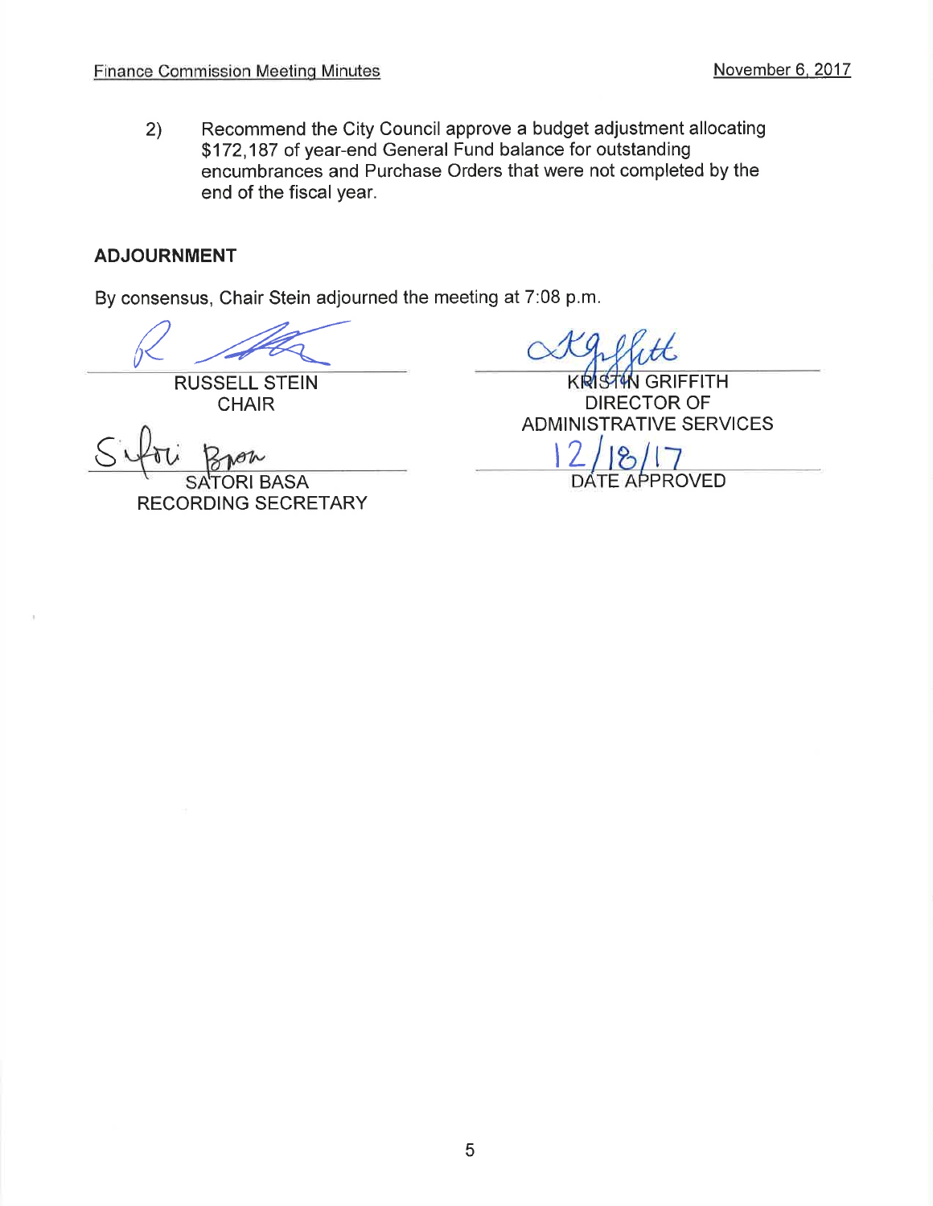2) Recommend the City Council approve a budget adjustment allocating $172,187 of year-end General Fund balance for outstanding encumbrances and Purchase Orders that were not completed by the end of the fiscal year.

## ADJOURNMENT

By consensus, Chair Stein adjourned the meeting at 7:08 p.m.

RUSSELL STEIN
CHAIR

SATORI BASA
RECORDING SECRETARY

KRISTIN GRIFFITH
DIRECTOR OF
ADMINISTRATIVE SERVICES

12/18/17
DATE APPROVED